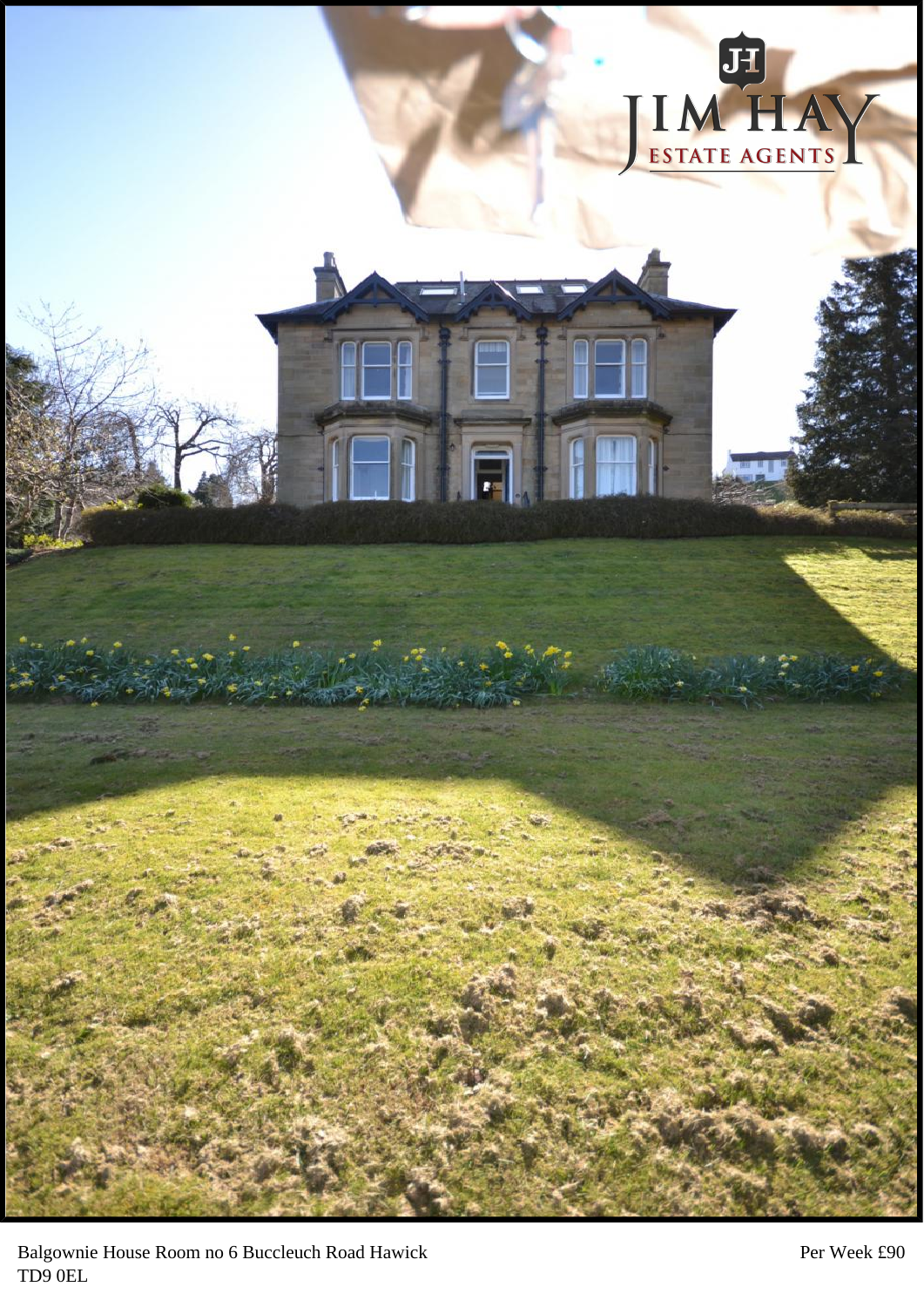Balgownie House Room no 6 Buccleuch Road Hawick TD9 0EL

Per Week £90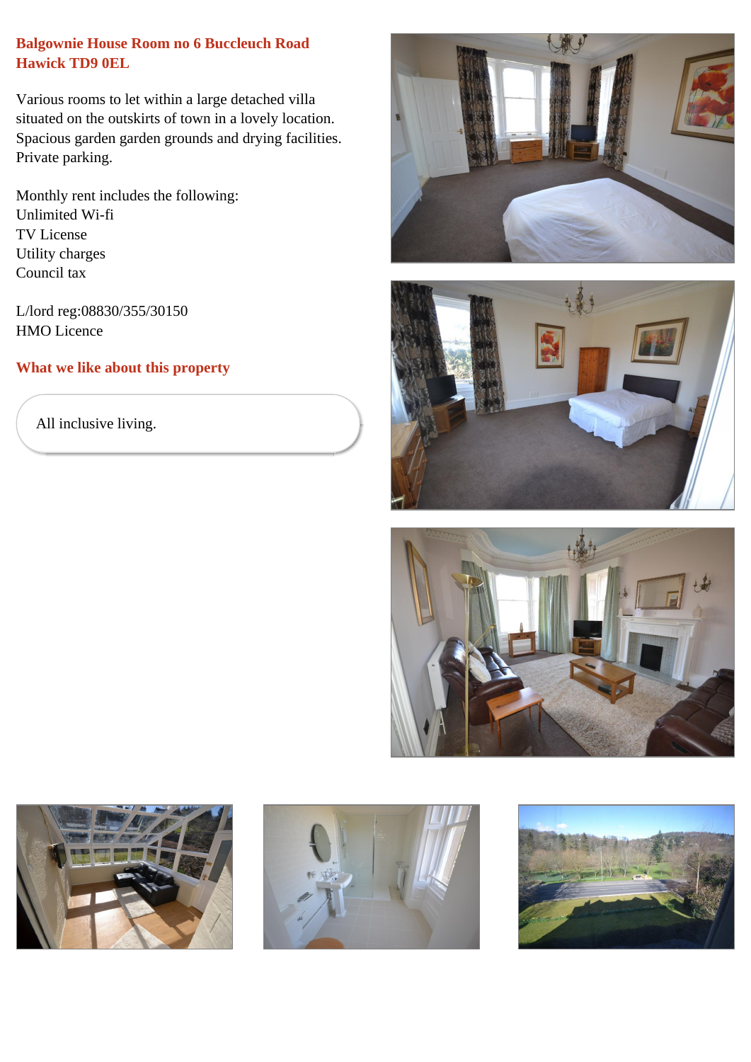## Balgownie House Room no 6 Buccleuch Road Hawick TD9 0EL

Various rooms to let within a large detached villa situated on the outskirts of town in a lovely location. Spacious garden garden grounds and drying facilities. Private parking.

Monthly rent includes the following:
Unlimited Wi-fi
TV License
Utility charges
Council tax

L/lord reg:08830/355/30150
HMO Licence

## What we like about this property

All inclusive living.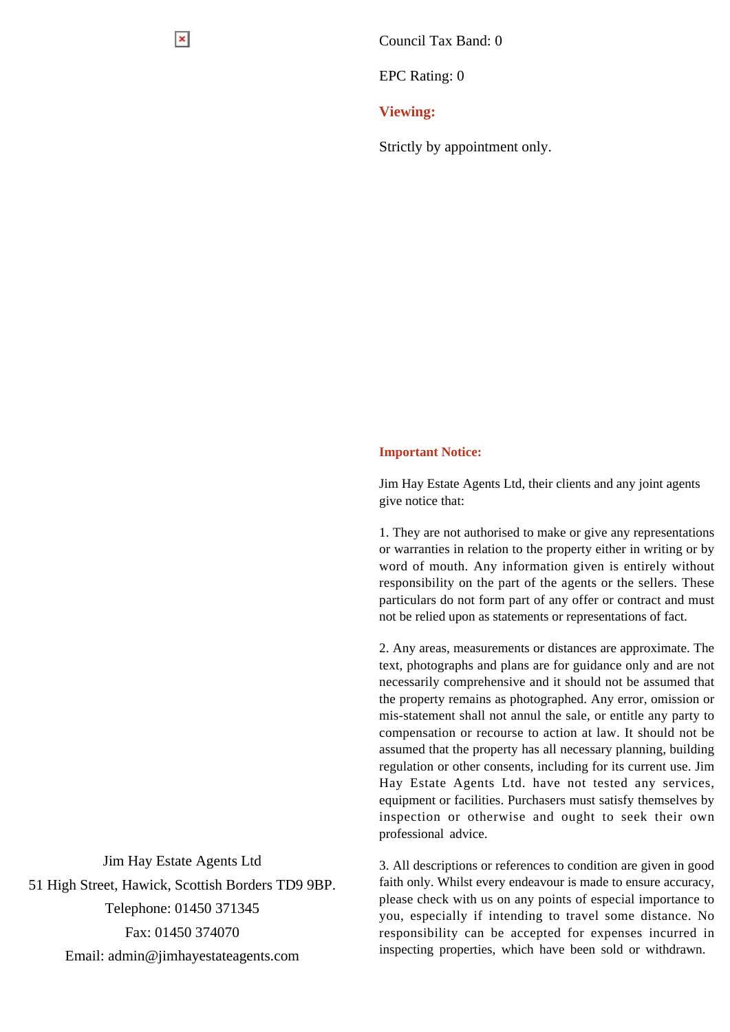Council Tax Band: 0

EPC Rating: 0

**Viewing:**

Strictly by appointment only.

**Important Notice:**

Jim Hay Estate Agents Ltd, their clients and any joint agents give notice that:

1. They are not authorised to make or give any representations or warranties in relation to the property either in writing or by word of mouth. Any information given is entirely without responsibility on the part of the agents or the sellers. These particulars do not form part of any offer or contract and must not be relied upon as statements or representations of fact.

2. Any areas, measurements or distances are approximate. The text, photographs and plans are for guidance only and are not necessarily comprehensive and it should not be assumed that the property remains as photographed. Any error, omission or mis-statement shall not annul the sale, or entitle any party to compensation or recourse to action at law. It should not be assumed that the property has all necessary planning, building regulation or other consents, including for its current use. Jim Hay Estate Agents Ltd. have not tested any services, equipment or facilities. Purchasers must satisfy themselves by inspection or otherwise and ought to seek their own professional advice.

3. All descriptions or references to condition are given in good faith only. Whilst every endeavour is made to ensure accuracy, please check with us on any points of especial importance to you, especially if intending to travel some distance. No responsibility can be accepted for expenses incurred in inspecting properties, which have been sold or withdrawn.

Jim Hay Estate Agents Ltd
51 High Street, Hawick, Scottish Borders TD9 9BP.
Telephone: 01450 371345
Fax: 01450 374070
Email: admin@jimhayestateagents.com